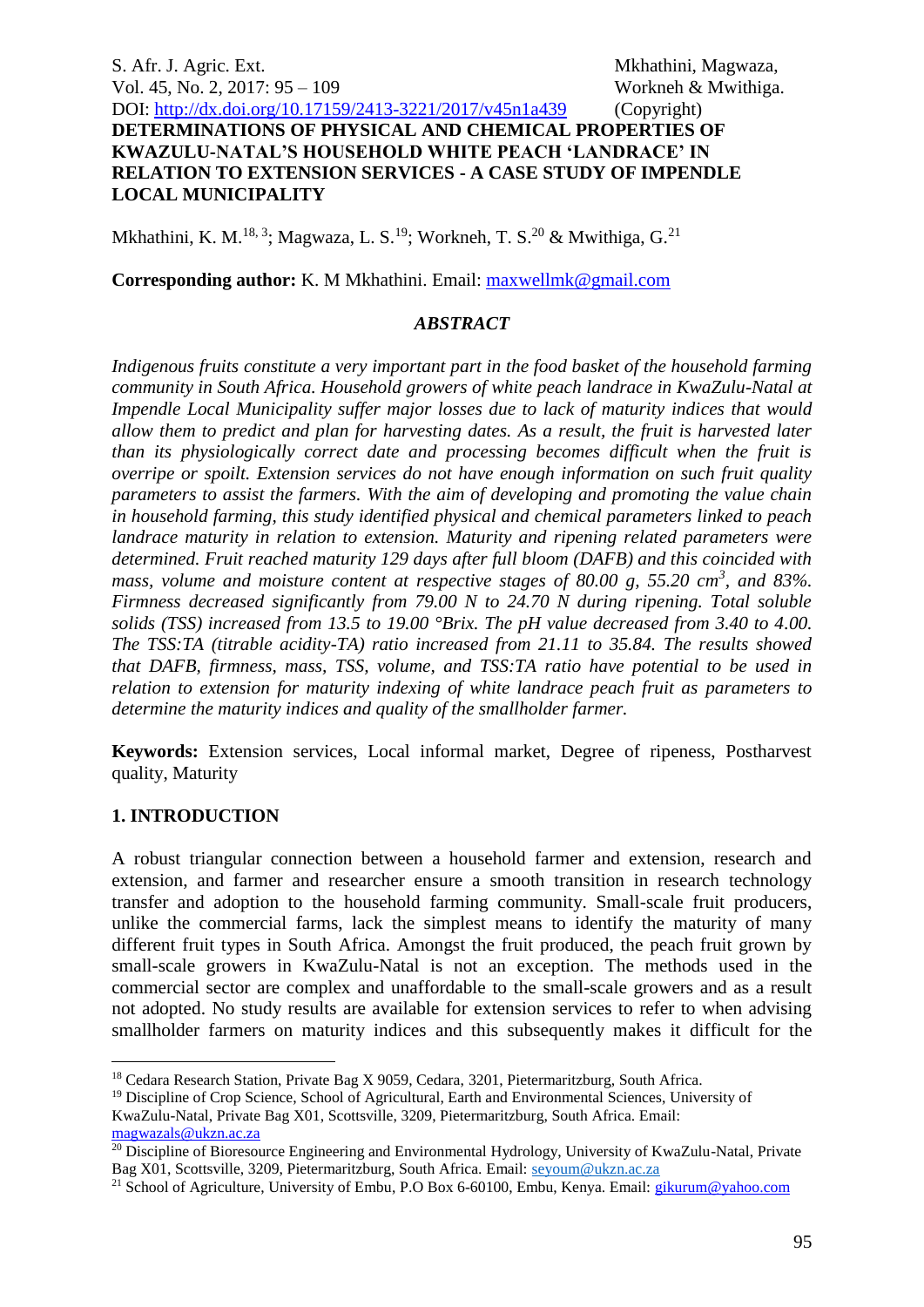# DETERMINATIONS OF PHYSICAL AND CHEMICAL PROPERTIES OF KWAZULU-NATAL'S HOUSEHOLD WHITE PEACH 'LANDRACE' IN RELATION TO EXTENSION SERVICES - A CASE STUDY OF IMPENDLE LOCAL MUNICIPALITY

Mkhathini, K. M.[18, 3]; Magwaza, L. S.[19]; Workneh, T. S.[20] & Mwithiga, G.[21]

**Corresponding author:** K. M Mkhathini. Email: maxwellmk@gmail.com

### *ABSTRACT*

*Indigenous fruits constitute a very important part in the food basket of the household farming community in South Africa. Household growers of white peach landrace in KwaZulu-Natal at Impendle Local Municipality suffer major losses due to lack of maturity indices that would allow them to predict and plan for harvesting dates. As a result, the fruit is harvested later than its physiologically correct date and processing becomes difficult when the fruit is overripe or spoilt. Extension services do not have enough information on such fruit quality parameters to assist the farmers. With the aim of developing and promoting the value chain in household farming, this study identified physical and chemical parameters linked to peach landrace maturity in relation to extension. Maturity and ripening related parameters were determined. Fruit reached maturity 129 days after full bloom (DAFB) and this coincided with mass, volume and moisture content at respective stages of 80.00 g, 55.20 cm$^3$, and 83%. Firmness decreased significantly from 79.00 N to 24.70 N during ripening. Total soluble solids (TSS) increased from 13.5 to 19.00 °Brix. The pH value decreased from 3.40 to 4.00. The TSS:TA (titrable acidity-TA) ratio increased from 21.11 to 35.84. The results showed that DAFB, firmness, mass, TSS, volume, and TSS:TA ratio have potential to be used in relation to extension for maturity indexing of white landrace peach fruit as parameters to determine the maturity indices and quality of the smallholder farmer.*

**Keywords:** Extension services, Local informal market, Degree of ripeness, Postharvest quality, Maturity

## 1. INTRODUCTION

A robust triangular connection between a household farmer and extension, research and extension, and farmer and researcher ensure a smooth transition in research technology transfer and adoption to the household farming community. Small-scale fruit producers, unlike the commercial farms, lack the simplest means to identify the maturity of many different fruit types in South Africa. Amongst the fruit produced, the peach fruit grown by small-scale growers in KwaZulu-Natal is not an exception. The methods used in the commercial sector are complex and unaffordable to the small-scale growers and as a result not adopted. No study results are available for extension services to refer to when advising smallholder farmers on maturity indices and this subsequently makes it difficult for the

---

[18] Cedara Research Station, Private Bag X 9059, Cedara, 3201, Pietermaritzburg, South Africa.

[19] Discipline of Crop Science, School of Agricultural, Earth and Environmental Sciences, University of KwaZulu-Natal, Private Bag X01, Scottsville, 3209, Pietermaritzburg, South Africa. Email: magwazals@ukzn.ac.za

[20] Discipline of Bioresource Engineering and Environmental Hydrology, University of KwaZulu-Natal, Private Bag X01, Scottsville, 3209, Pietermaritzburg, South Africa. Email: seyoum@ukzn.ac.za

[21] School of Agriculture, University of Embu, P.O Box 6-60100, Embu, Kenya. Email: gikurum@yahoo.com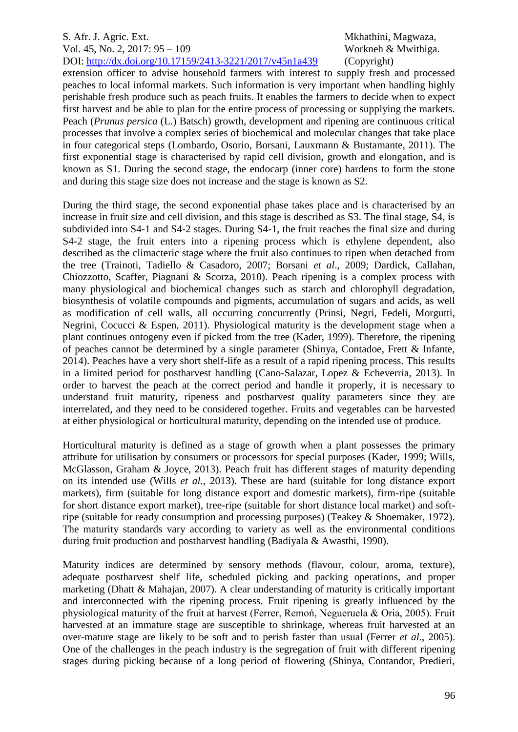extension officer to advise household farmers with interest to supply fresh and processed peaches to local informal markets. Such information is very important when handling highly perishable fresh produce such as peach fruits. It enables the farmers to decide when to expect first harvest and be able to plan for the entire process of processing or supplying the markets. Peach (*Prunus persica* (L.) Batsch) growth, development and ripening are continuous critical processes that involve a complex series of biochemical and molecular changes that take place in four categorical steps (Lombardo, Osorio, Borsani, Lauxmann & Bustamante, 2011). The first exponential stage is characterised by rapid cell division, growth and elongation, and is known as S1. During the second stage, the endocarp (inner core) hardens to form the stone and during this stage size does not increase and the stage is known as S2.

During the third stage, the second exponential phase takes place and is characterised by an increase in fruit size and cell division, and this stage is described as S3. The final stage, S4, is subdivided into S4-1 and S4-2 stages. During S4-1, the fruit reaches the final size and during S4-2 stage, the fruit enters into a ripening process which is ethylene dependent, also described as the climacteric stage where the fruit also continues to ripen when detached from the tree (Trainoti, Tadiello & Casadoro, 2007; Borsani *et al*., 2009; Dardick, Callahan, Chiozzotto, Scaffer, Piagnani & Scorza, 2010). Peach ripening is a complex process with many physiological and biochemical changes such as starch and chlorophyll degradation, biosynthesis of volatile compounds and pigments, accumulation of sugars and acids, as well as modification of cell walls, all occurring concurrently (Prinsi, Negri, Fedeli, Morgutti, Negrini, Cocucci & Espen, 2011). Physiological maturity is the development stage when a plant continues ontogeny even if picked from the tree (Kader, 1999). Therefore, the ripening of peaches cannot be determined by a single parameter (Shinya, Contadoe, Frett & Infante, 2014). Peaches have a very short shelf-life as a result of a rapid ripening process. This results in a limited period for postharvest handling (Cano-Salazar, Lopez & Echeverria, 2013). In order to harvest the peach at the correct period and handle it properly, it is necessary to understand fruit maturity, ripeness and postharvest quality parameters since they are interrelated, and they need to be considered together. Fruits and vegetables can be harvested at either physiological or horticultural maturity, depending on the intended use of produce.

Horticultural maturity is defined as a stage of growth when a plant possesses the primary attribute for utilisation by consumers or processors for special purposes (Kader, 1999; Wills, McGlasson, Graham & Joyce, 2013). Peach fruit has different stages of maturity depending on its intended use (Wills *et al.*, 2013). These are hard (suitable for long distance export markets), firm (suitable for long distance export and domestic markets), firm-ripe (suitable for short distance export market), tree-ripe (suitable for short distance local market) and soft-ripe (suitable for ready consumption and processing purposes) (Teakey & Shoemaker, 1972). The maturity standards vary according to variety as well as the environmental conditions during fruit production and postharvest handling (Badiyala & Awasthi, 1990).

Maturity indices are determined by sensory methods (flavour, colour, aroma, texture), adequate postharvest shelf life, scheduled picking and packing operations, and proper marketing (Dhatt & Mahajan, 2007). A clear understanding of maturity is critically important and interconnected with the ripening process. Fruit ripening is greatly influenced by the physiological maturity of the fruit at harvest (Ferrer, Remoń, Negueruela & Oria, 2005). Fruit harvested at an immature stage are susceptible to shrinkage, whereas fruit harvested at an over-mature stage are likely to be soft and to perish faster than usual (Ferrer *et al*., 2005). One of the challenges in the peach industry is the segregation of fruit with different ripening stages during picking because of a long period of flowering (Shinya, Contandor, Predieri,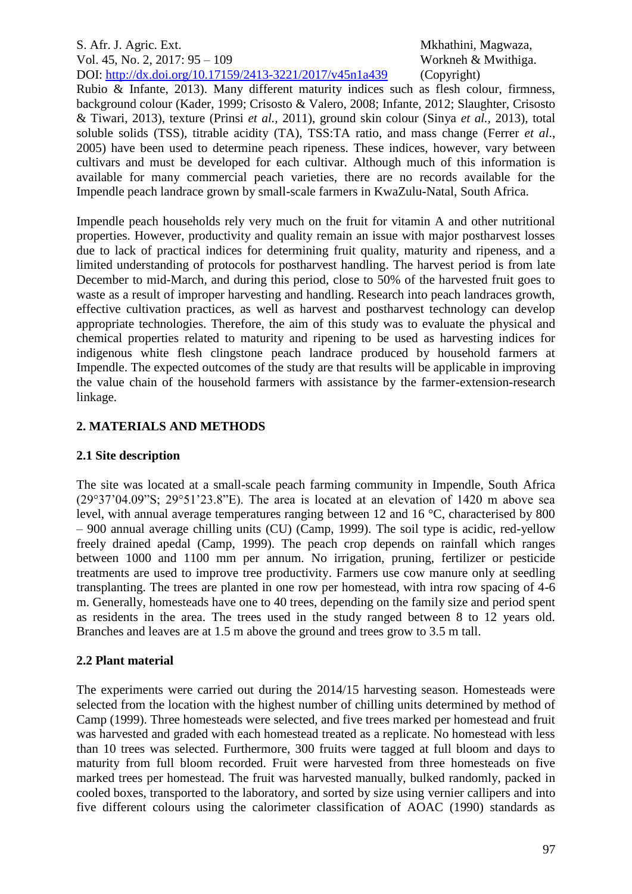Rubio & Infante, 2013). Many different maturity indices such as flesh colour, firmness, background colour (Kader, 1999; Crisosto & Valero, 2008; Infante, 2012; Slaughter, Crisosto & Tiwari, 2013), texture (Prinsi *et al.,* 2011), ground skin colour (Sinya *et al.*, 2013), total soluble solids (TSS), titrable acidity (TA), TSS:TA ratio, and mass change (Ferrer *et al*., 2005) have been used to determine peach ripeness. These indices, however, vary between cultivars and must be developed for each cultivar. Although much of this information is available for many commercial peach varieties, there are no records available for the Impendle peach landrace grown by small-scale farmers in KwaZulu-Natal, South Africa.

Impendle peach households rely very much on the fruit for vitamin A and other nutritional properties. However, productivity and quality remain an issue with major postharvest losses due to lack of practical indices for determining fruit quality, maturity and ripeness, and a limited understanding of protocols for postharvest handling. The harvest period is from late December to mid-March, and during this period, close to 50% of the harvested fruit goes to waste as a result of improper harvesting and handling. Research into peach landraces growth, effective cultivation practices, as well as harvest and postharvest technology can develop appropriate technologies. Therefore, the aim of this study was to evaluate the physical and chemical properties related to maturity and ripening to be used as harvesting indices for indigenous white flesh clingstone peach landrace produced by household farmers at Impendle. The expected outcomes of the study are that results will be applicable in improving the value chain of the household farmers with assistance by the farmer-extension-research linkage.

## 2. MATERIALS AND METHODS

### 2.1 Site description

The site was located at a small-scale peach farming community in Impendle, South Africa (29°37'04.09"S; 29°51'23.8"E). The area is located at an elevation of 1420 m above sea level, with annual average temperatures ranging between 12 and 16 °C, characterised by 800 – 900 annual average chilling units (CU) (Camp, 1999). The soil type is acidic, red-yellow freely drained apedal (Camp, 1999). The peach crop depends on rainfall which ranges between 1000 and 1100 mm per annum. No irrigation, pruning, fertilizer or pesticide treatments are used to improve tree productivity. Farmers use cow manure only at seedling transplanting. The trees are planted in one row per homestead, with intra row spacing of 4-6 m. Generally, homesteads have one to 40 trees, depending on the family size and period spent as residents in the area. The trees used in the study ranged between 8 to 12 years old. Branches and leaves are at 1.5 m above the ground and trees grow to 3.5 m tall.

### 2.2 Plant material

The experiments were carried out during the 2014/15 harvesting season. Homesteads were selected from the location with the highest number of chilling units determined by method of Camp (1999). Three homesteads were selected, and five trees marked per homestead and fruit was harvested and graded with each homestead treated as a replicate. No homestead with less than 10 trees was selected. Furthermore, 300 fruits were tagged at full bloom and days to maturity from full bloom recorded. Fruit were harvested from three homesteads on five marked trees per homestead. The fruit was harvested manually, bulked randomly, packed in cooled boxes, transported to the laboratory, and sorted by size using vernier callipers and into five different colours using the calorimeter classification of AOAC (1990) standards as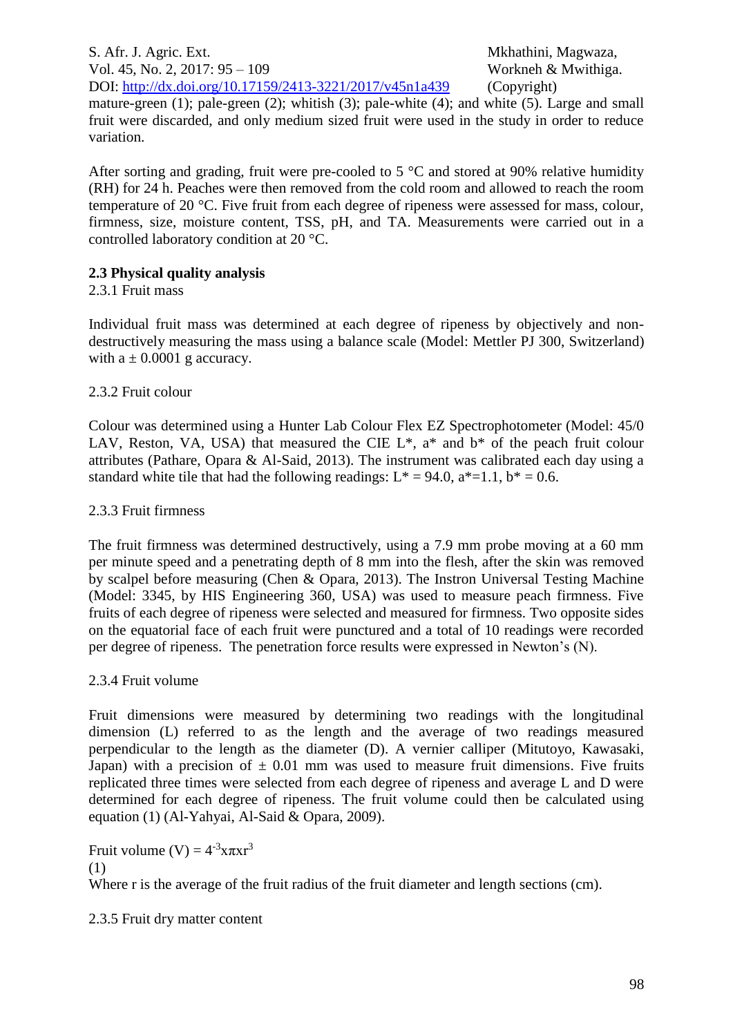mature-green (1); pale-green (2); whitish (3); pale-white (4); and white (5). Large and small fruit were discarded, and only medium sized fruit were used in the study in order to reduce variation.

After sorting and grading, fruit were pre-cooled to 5 °C and stored at 90% relative humidity (RH) for 24 h. Peaches were then removed from the cold room and allowed to reach the room temperature of 20 °C. Five fruit from each degree of ripeness were assessed for mass, colour, firmness, size, moisture content, TSS, pH, and TA. Measurements were carried out in a controlled laboratory condition at 20 °C.

### 2.3 Physical quality analysis

2.3.1 Fruit mass

Individual fruit mass was determined at each degree of ripeness by objectively and non-destructively measuring the mass using a balance scale (Model: Mettler PJ 300, Switzerland) with a ± 0.0001 g accuracy.

2.3.2 Fruit colour

Colour was determined using a Hunter Lab Colour Flex EZ Spectrophotometer (Model: 45/0 LAV, Reston, VA, USA) that measured the CIE L*, a* and b* of the peach fruit colour attributes (Pathare, Opara & Al-Said, 2013). The instrument was calibrated each day using a standard white tile that had the following readings: L* = 94.0, a*=1.1, b* = 0.6.

2.3.3 Fruit firmness

The fruit firmness was determined destructively, using a 7.9 mm probe moving at a 60 mm per minute speed and a penetrating depth of 8 mm into the flesh, after the skin was removed by scalpel before measuring (Chen & Opara, 2013). The Instron Universal Testing Machine (Model: 3345, by HIS Engineering 360, USA) was used to measure peach firmness. Five fruits of each degree of ripeness were selected and measured for firmness. Two opposite sides on the equatorial face of each fruit were punctured and a total of 10 readings were recorded per degree of ripeness. The penetration force results were expressed in Newton's (N).

2.3.4 Fruit volume

Fruit dimensions were measured by determining two readings with the longitudinal dimension (L) referred to as the length and the average of two readings measured perpendicular to the length as the diameter (D). A vernier calliper (Mitutoyo, Kawasaki, Japan) with a precision of ± 0.01 mm was used to measure fruit dimensions. Five fruits replicated three times were selected from each degree of ripeness and average L and D were determined for each degree of ripeness. The fruit volume could then be calculated using equation (1) (Al-Yahyai, Al-Said & Opara, 2009).

$$\text{Fruit volume } (V) = 4^{-3} \times \pi \times r^3 \quad (1)$$

Where r is the average of the fruit radius of the fruit diameter and length sections (cm).

2.3.5 Fruit dry matter content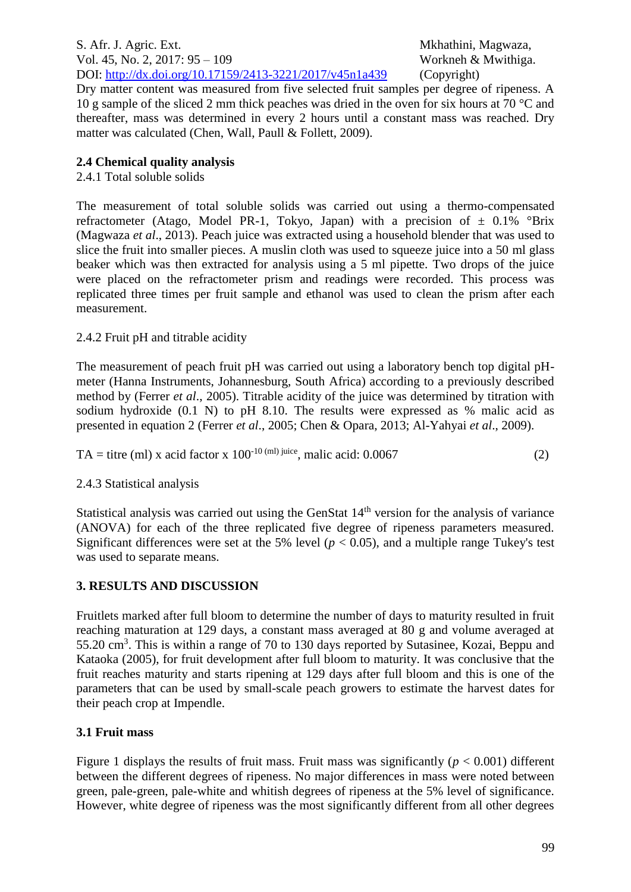Dry matter content was measured from five selected fruit samples per degree of ripeness. A 10 g sample of the sliced 2 mm thick peaches was dried in the oven for six hours at 70 °C and thereafter, mass was determined in every 2 hours until a constant mass was reached. Dry matter was calculated (Chen, Wall, Paull & Follett, 2009).

### 2.4 Chemical quality analysis

2.4.1 Total soluble solids

The measurement of total soluble solids was carried out using a thermo-compensated refractometer (Atago, Model PR-1, Tokyo, Japan) with a precision of ± 0.1% °Brix (Magwaza *et al*., 2013). Peach juice was extracted using a household blender that was used to slice the fruit into smaller pieces. A muslin cloth was used to squeeze juice into a 50 ml glass beaker which was then extracted for analysis using a 5 ml pipette. Two drops of the juice were placed on the refractometer prism and readings were recorded. This process was replicated three times per fruit sample and ethanol was used to clean the prism after each measurement.

2.4.2 Fruit pH and titrable acidity

The measurement of peach fruit pH was carried out using a laboratory bench top digital pH-meter (Hanna Instruments, Johannesburg, South Africa) according to a previously described method by (Ferrer *et al*., 2005). Titrable acidity of the juice was determined by titration with sodium hydroxide (0.1 N) to pH 8.10. The results were expressed as % malic acid as presented in equation 2 (Ferrer *et al*., 2005; Chen & Opara, 2013; Al-Yahyai *et al*., 2009).

$$\text{TA} = \text{titre (ml)} \times \text{acid factor} \times 100^{-10\ \text{(ml) juice}}, \text{ malic acid: } 0.0067 \qquad (2)$$

2.4.3 Statistical analysis

Statistical analysis was carried out using the GenStat 14th version for the analysis of variance (ANOVA) for each of the three replicated five degree of ripeness parameters measured. Significant differences were set at the 5% level ($p < 0.05$), and a multiple range Tukey's test was used to separate means.

## 3. RESULTS AND DISCUSSION

Fruitlets marked after full bloom to determine the number of days to maturity resulted in fruit reaching maturation at 129 days, a constant mass averaged at 80 g and volume averaged at 55.20 $cm^3$. This is within a range of 70 to 130 days reported by Sutasinee, Kozai, Beppu and Kataoka (2005), for fruit development after full bloom to maturity. It was conclusive that the fruit reaches maturity and starts ripening at 129 days after full bloom and this is one of the parameters that can be used by small-scale peach growers to estimate the harvest dates for their peach crop at Impendle.

### 3.1 Fruit mass

Figure 1 displays the results of fruit mass. Fruit mass was significantly ($p < 0.001$) different between the different degrees of ripeness. No major differences in mass were noted between green, pale-green, pale-white and whitish degrees of ripeness at the 5% level of significance. However, white degree of ripeness was the most significantly different from all other degrees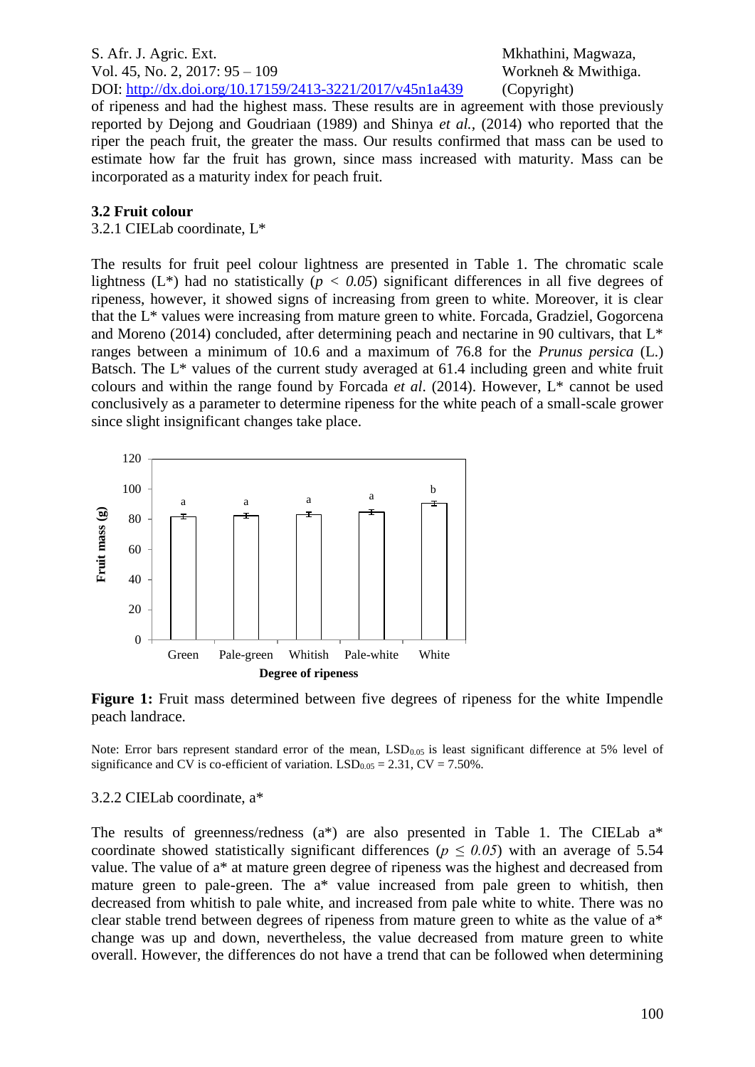of ripeness and had the highest mass. These results are in agreement with those previously reported by Dejong and Goudriaan (1989) and Shinya *et al.*, (2014) who reported that the riper the peach fruit, the greater the mass. Our results confirmed that mass can be used to estimate how far the fruit has grown, since mass increased with maturity. Mass can be incorporated as a maturity index for peach fruit.

### 3.2 Fruit colour

3.2.1 CIELab coordinate, L*

The results for fruit peel colour lightness are presented in Table 1. The chromatic scale lightness (L*) had no statistically ($p < 0.05$) significant differences in all five degrees of ripeness, however, it showed signs of increasing from green to white. Moreover, it is clear that the L* values were increasing from mature green to white. Forcada, Gradziel, Gogorcena and Moreno (2014) concluded, after determining peach and nectarine in 90 cultivars, that L* ranges between a minimum of 10.6 and a maximum of 76.8 for the *Prunus persica* (L.) Batsch. The L* values of the current study averaged at 61.4 including green and white fruit colours and within the range found by Forcada *et al*. (2014). However, L* cannot be used conclusively as a parameter to determine ripeness for the white peach of a small-scale grower since slight insignificant changes take place.

**Figure 1:** Fruit mass determined between five degrees of ripeness for the white Impendle peach landrace.

Note: Error bars represent standard error of the mean, $LSD_{0.05}$ is least significant difference at 5% level of significance and CV is co-efficient of variation. $LSD_{0.05}$ = 2.31, CV = 7.50%.

3.2.2 CIELab coordinate, a*

The results of greenness/redness (a*) are also presented in Table 1. The CIELab a* coordinate showed statistically significant differences ($p \leq 0.05$) with an average of 5.54 value. The value of a* at mature green degree of ripeness was the highest and decreased from mature green to pale-green. The a* value increased from pale green to whitish, then decreased from whitish to pale white, and increased from pale white to white. There was no clear stable trend between degrees of ripeness from mature green to white as the value of a* change was up and down, nevertheless, the value decreased from mature green to white overall. However, the differences do not have a trend that can be followed when determining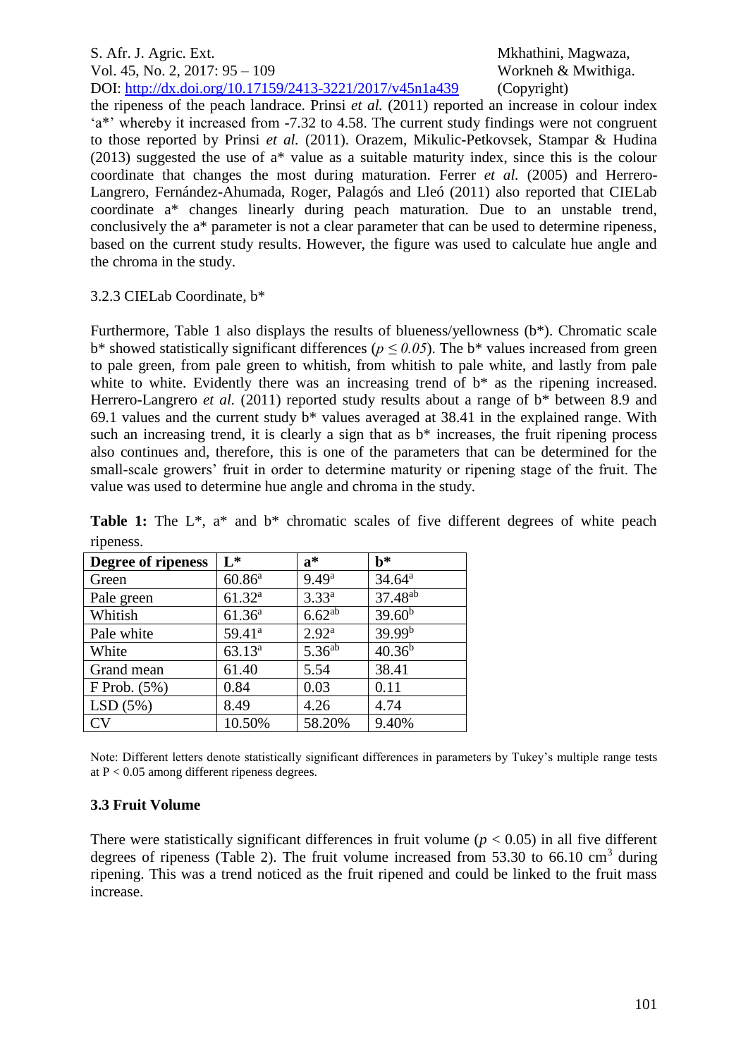the ripeness of the peach landrace. Prinsi *et al.* (2011) reported an increase in colour index 'a*' whereby it increased from -7.32 to 4.58. The current study findings were not congruent to those reported by Prinsi *et al.* (2011). Orazem, Mikulic-Petkovsek, Stampar & Hudina (2013) suggested the use of a* value as a suitable maturity index, since this is the colour coordinate that changes the most during maturation. Ferrer *et al.* (2005) and Herrero-Langrero, Fernández-Ahumada, Roger, Palagós and Lleó (2011) also reported that CIELab coordinate a* changes linearly during peach maturation. Due to an unstable trend, conclusively the a* parameter is not a clear parameter that can be used to determine ripeness, based on the current study results. However, the figure was used to calculate hue angle and the chroma in the study.

### 3.2.3 CIELab Coordinate, b*

Furthermore, Table 1 also displays the results of blueness/yellowness (b*). Chromatic scale b* showed statistically significant differences ($p \leq 0.05$). The b* values increased from green to pale green, from pale green to whitish, from whitish to pale white, and lastly from pale white to white. Evidently there was an increasing trend of b* as the ripening increased. Herrero-Langrero *et al.* (2011) reported study results about a range of b* between 8.9 and 69.1 values and the current study b* values averaged at 38.41 in the explained range. With such an increasing trend, it is clearly a sign that as b* increases, the fruit ripening process also continues and, therefore, this is one of the parameters that can be determined for the small-scale growers' fruit in order to determine maturity or ripening stage of the fruit. The value was used to determine hue angle and chroma in the study.

**Table 1:** The L*, a* and b* chromatic scales of five different degrees of white peach ripeness.

| Degree of ripeness | L* | a* | b* |
|---|---|---|---|
| Green | 60.86[a] | 9.49[a] | 34.64[a] |
| Pale green | 61.32[a] | 3.33[a] | 37.48[ab] |
| Whitish | 61.36[a] | 6.62[ab] | 39.60[b] |
| Pale white | 59.41[a] | 2.92[a] | 39.99[b] |
| White | 63.13[a] | 5.36[ab] | 40.36[b] |
| Grand mean | 61.40 | 5.54 | 38.41 |
| F Prob. (5%) | 0.84 | 0.03 | 0.11 |
| LSD (5%) | 8.49 | 4.26 | 4.74 |
| CV | 10.50% | 58.20% | 9.40% |

Note: Different letters denote statistically significant differences in parameters by Tukey's multiple range tests at $P < 0.05$ among different ripeness degrees.

### 3.3 Fruit Volume

There were statistically significant differences in fruit volume ($p < 0.05$) in all five different degrees of ripeness (Table 2). The fruit volume increased from 53.30 to 66.10 $cm^3$ during ripening. This was a trend noticed as the fruit ripened and could be linked to the fruit mass increase.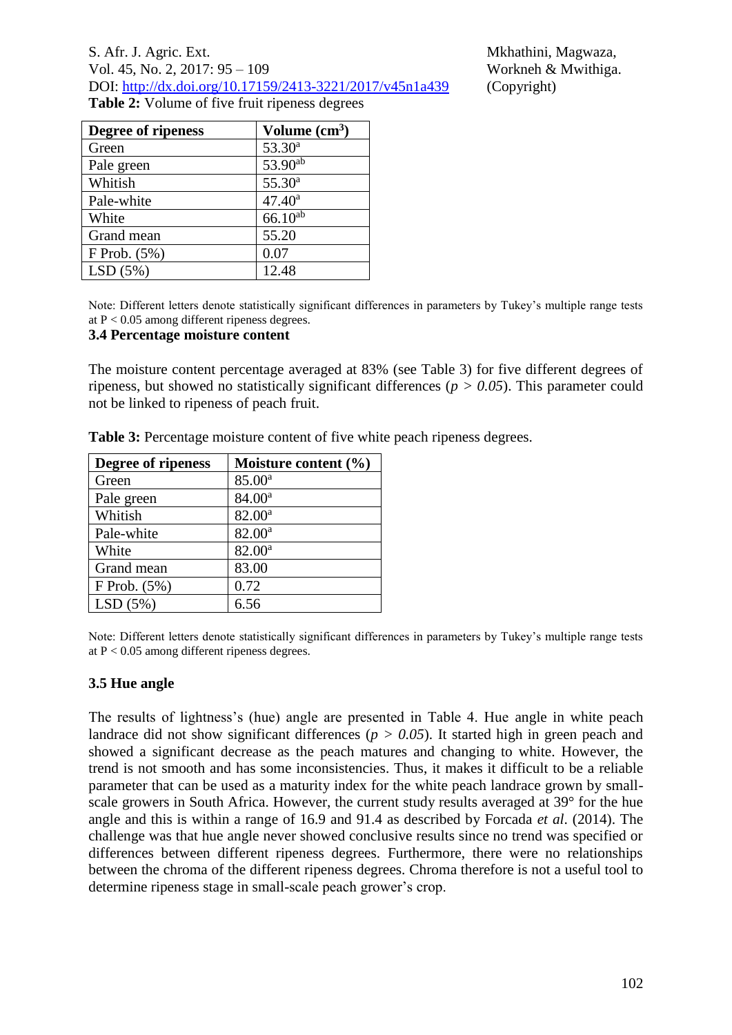**Table 2:** Volume of five fruit ripeness degrees

| Degree of ripeness | Volume ($cm^3$) |
|---|---|
| Green | $53.30^{a}$ |
| Pale green | $53.90^{ab}$ |
| Whitish | $55.30^{a}$ |
| Pale-white | $47.40^{a}$ |
| White | $66.10^{ab}$ |
| Grand mean | 55.20 |
| F Prob. (5%) | 0.07 |
| LSD (5%) | 12.48 |

Note: Different letters denote statistically significant differences in parameters by Tukey's multiple range tests at $P < 0.05$ among different ripeness degrees.

### 3.4 Percentage moisture content

The moisture content percentage averaged at 83% (see Table 3) for five different degrees of ripeness, but showed no statistically significant differences ($p > 0.05$). This parameter could not be linked to ripeness of peach fruit.

**Table 3:** Percentage moisture content of five white peach ripeness degrees.

| Degree of ripeness | Moisture content (%) |
|---|---|
| Green | $85.00^{a}$ |
| Pale green | $84.00^{a}$ |
| Whitish | $82.00^{a}$ |
| Pale-white | $82.00^{a}$ |
| White | $82.00^{a}$ |
| Grand mean | 83.00 |
| F Prob. (5%) | 0.72 |
| LSD (5%) | 6.56 |

Note: Different letters denote statistically significant differences in parameters by Tukey's multiple range tests at $P < 0.05$ among different ripeness degrees.

### 3.5 Hue angle

The results of lightness's (hue) angle are presented in Table 4. Hue angle in white peach landrace did not show significant differences ($p > 0.05$). It started high in green peach and showed a significant decrease as the peach matures and changing to white. However, the trend is not smooth and has some inconsistencies. Thus, it makes it difficult to be a reliable parameter that can be used as a maturity index for the white peach landrace grown by small-scale growers in South Africa. However, the current study results averaged at 39° for the hue angle and this is within a range of 16.9 and 91.4 as described by Forcada *et al*. (2014). The challenge was that hue angle never showed conclusive results since no trend was specified or differences between different ripeness degrees. Furthermore, there were no relationships between the chroma of the different ripeness degrees. Chroma therefore is not a useful tool to determine ripeness stage in small-scale peach grower's crop.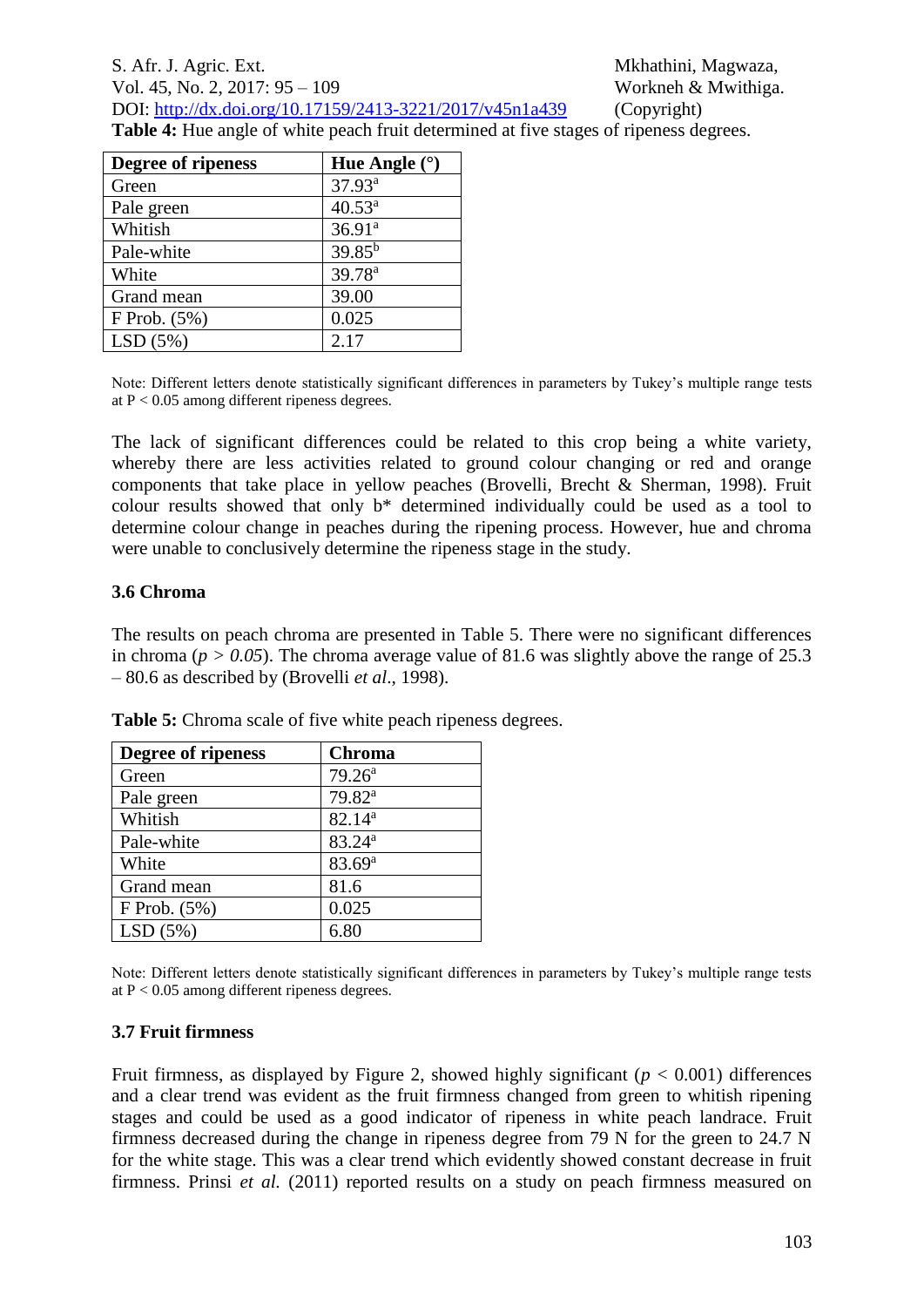**Table 4:** Hue angle of white peach fruit determined at five stages of ripeness degrees.

| Degree of ripeness | Hue Angle (°) |
| --- | --- |
| Green | 37.93[a] |
| Pale green | 40.53[a] |
| Whitish | 36.91[a] |
| Pale-white | 39.85[b] |
| White | 39.78[a] |
| Grand mean | 39.00 |
| F Prob. (5%) | 0.025 |
| LSD (5%) | 2.17 |

Note: Different letters denote statistically significant differences in parameters by Tukey's multiple range tests at $P < 0.05$ among different ripeness degrees.

The lack of significant differences could be related to this crop being a white variety, whereby there are less activities related to ground colour changing or red and orange components that take place in yellow peaches (Brovelli, Brecht & Sherman, 1998). Fruit colour results showed that only b* determined individually could be used as a tool to determine colour change in peaches during the ripening process. However, hue and chroma were unable to conclusively determine the ripeness stage in the study.

### 3.6 Chroma

The results on peach chroma are presented in Table 5. There were no significant differences in chroma ($p > 0.05$). The chroma average value of 81.6 was slightly above the range of 25.3 – 80.6 as described by (Brovelli *et al*., 1998).

**Table 5:** Chroma scale of five white peach ripeness degrees.

| Degree of ripeness | Chroma |
| --- | --- |
| Green | 79.26[a] |
| Pale green | 79.82[a] |
| Whitish | 82.14[a] |
| Pale-white | 83.24[a] |
| White | 83.69[a] |
| Grand mean | 81.6 |
| F Prob. (5%) | 0.025 |
| LSD (5%) | 6.80 |

Note: Different letters denote statistically significant differences in parameters by Tukey's multiple range tests at $P < 0.05$ among different ripeness degrees.

### 3.7 Fruit firmness

Fruit firmness, as displayed by Figure 2, showed highly significant ($p < 0.001$) differences and a clear trend was evident as the fruit firmness changed from green to whitish ripening stages and could be used as a good indicator of ripeness in white peach landrace. Fruit firmness decreased during the change in ripeness degree from 79 N for the green to 24.7 N for the white stage. This was a clear trend which evidently showed constant decrease in fruit firmness. Prinsi *et al.* (2011) reported results on a study on peach firmness measured on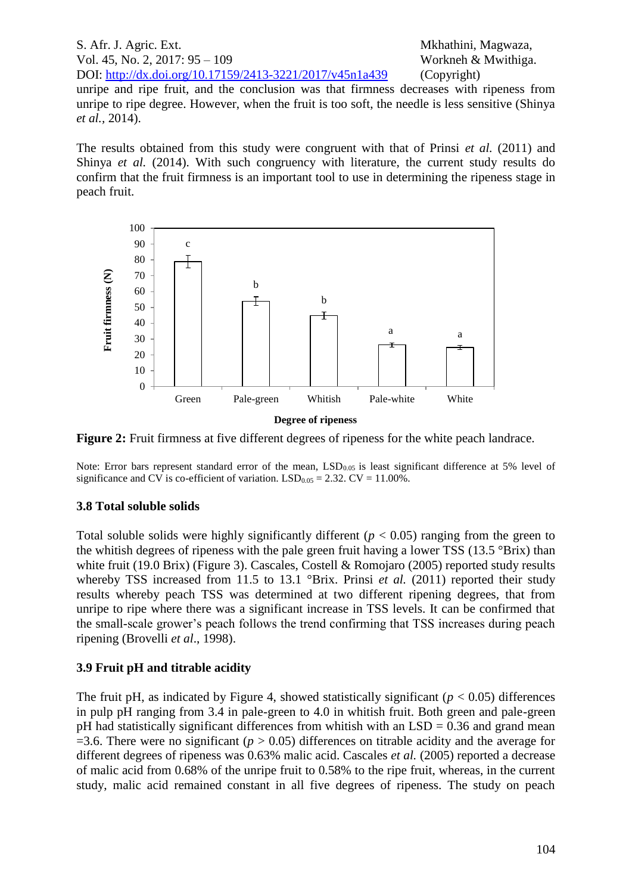unripe and ripe fruit, and the conclusion was that firmness decreases with ripeness from unripe to ripe degree. However, when the fruit is too soft, the needle is less sensitive (Shinya *et al.*, 2014).

The results obtained from this study were congruent with that of Prinsi *et al.* (2011) and Shinya *et al.* (2014). With such congruency with literature, the current study results do confirm that the fruit firmness is an important tool to use in determining the ripeness stage in peach fruit.

**Figure 2:** Fruit firmness at five different degrees of ripeness for the white peach landrace.

Note: Error bars represent standard error of the mean, $LSD_{0.05}$ is least significant difference at 5% level of significance and CV is co-efficient of variation. $LSD_{0.05}$ = 2.32. CV = 11.00%.

### 3.8 Total soluble solids

Total soluble solids were highly significantly different ($p < 0.05$) ranging from the green to the whitish degrees of ripeness with the pale green fruit having a lower TSS (13.5 °Brix) than white fruit (19.0 Brix) (Figure 3). Cascales, Costell & Romojaro (2005) reported study results whereby TSS increased from 11.5 to 13.1 °Brix. Prinsi *et al.* (2011) reported their study results whereby peach TSS was determined at two different ripening degrees, that from unripe to ripe where there was a significant increase in TSS levels. It can be confirmed that the small-scale grower's peach follows the trend confirming that TSS increases during peach ripening (Brovelli *et al*., 1998).

### 3.9 Fruit pH and titrable acidity

The fruit pH, as indicated by Figure 4, showed statistically significant ($p < 0.05$) differences in pulp pH ranging from 3.4 in pale-green to 4.0 in whitish fruit. Both green and pale-green pH had statistically significant differences from whitish with an LSD = 0.36 and grand mean =3.6. There were no significant ($p > 0.05$) differences on titrable acidity and the average for different degrees of ripeness was 0.63% malic acid. Cascales *et al.* (2005) reported a decrease of malic acid from 0.68% of the unripe fruit to 0.58% to the ripe fruit, whereas, in the current study, malic acid remained constant in all five degrees of ripeness. The study on peach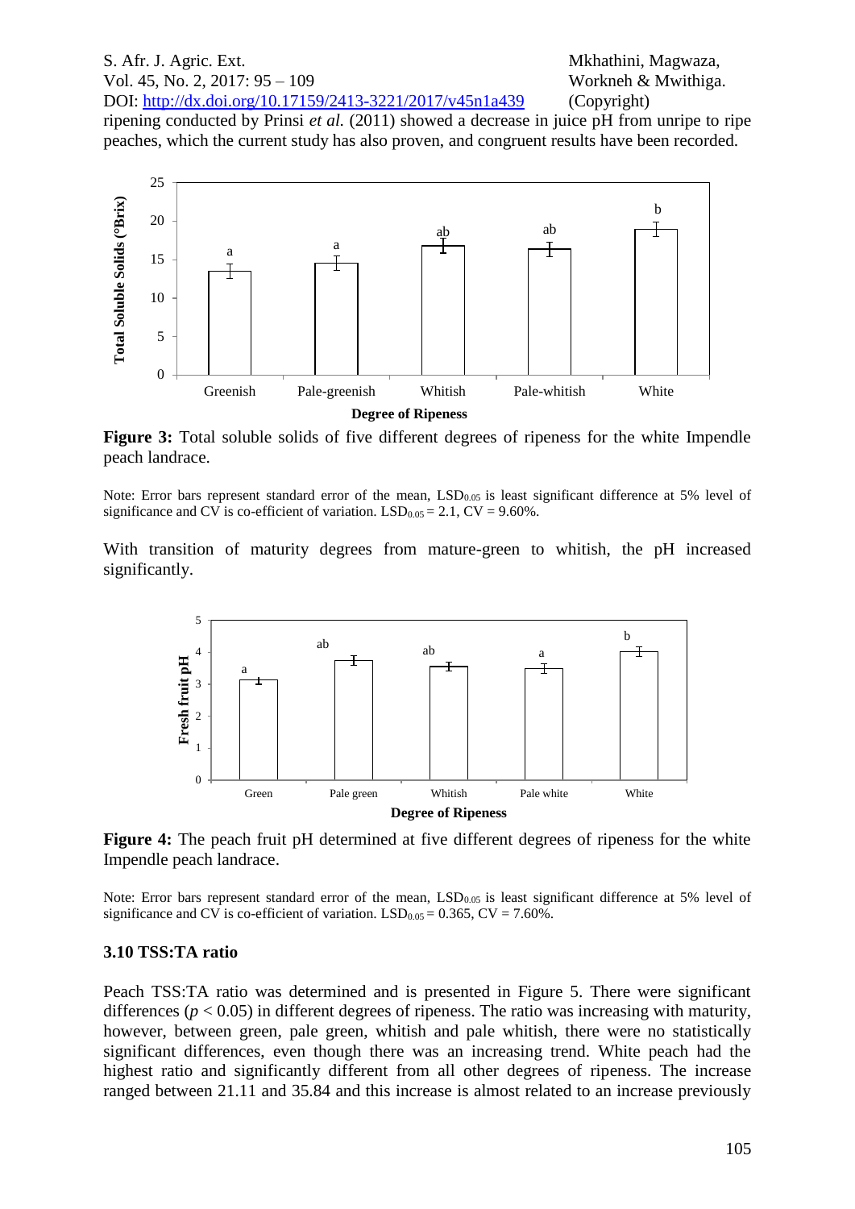ripening conducted by Prinsi *et al.* (2011) showed a decrease in juice pH from unripe to ripe peaches, which the current study has also proven, and congruent results have been recorded.

**Figure 3:** Total soluble solids of five different degrees of ripeness for the white Impendle peach landrace.

Note: Error bars represent standard error of the mean, $LSD_{0.05}$ is least significant difference at 5% level of significance and CV is co-efficient of variation. $LSD_{0.05}$ = 2.1, CV = 9.60%.

With transition of maturity degrees from mature-green to whitish, the pH increased significantly.

**Figure 4:** The peach fruit pH determined at five different degrees of ripeness for the white Impendle peach landrace.

Note: Error bars represent standard error of the mean, $LSD_{0.05}$ is least significant difference at 5% level of significance and CV is co-efficient of variation. $LSD_{0.05}$ = 0.365, CV = 7.60%.

### 3.10 TSS:TA ratio

Peach TSS:TA ratio was determined and is presented in Figure 5. There were significant differences ($p < 0.05$) in different degrees of ripeness. The ratio was increasing with maturity, however, between green, pale green, whitish and pale whitish, there were no statistically significant differences, even though there was an increasing trend. White peach had the highest ratio and significantly different from all other degrees of ripeness. The increase ranged between 21.11 and 35.84 and this increase is almost related to an increase previously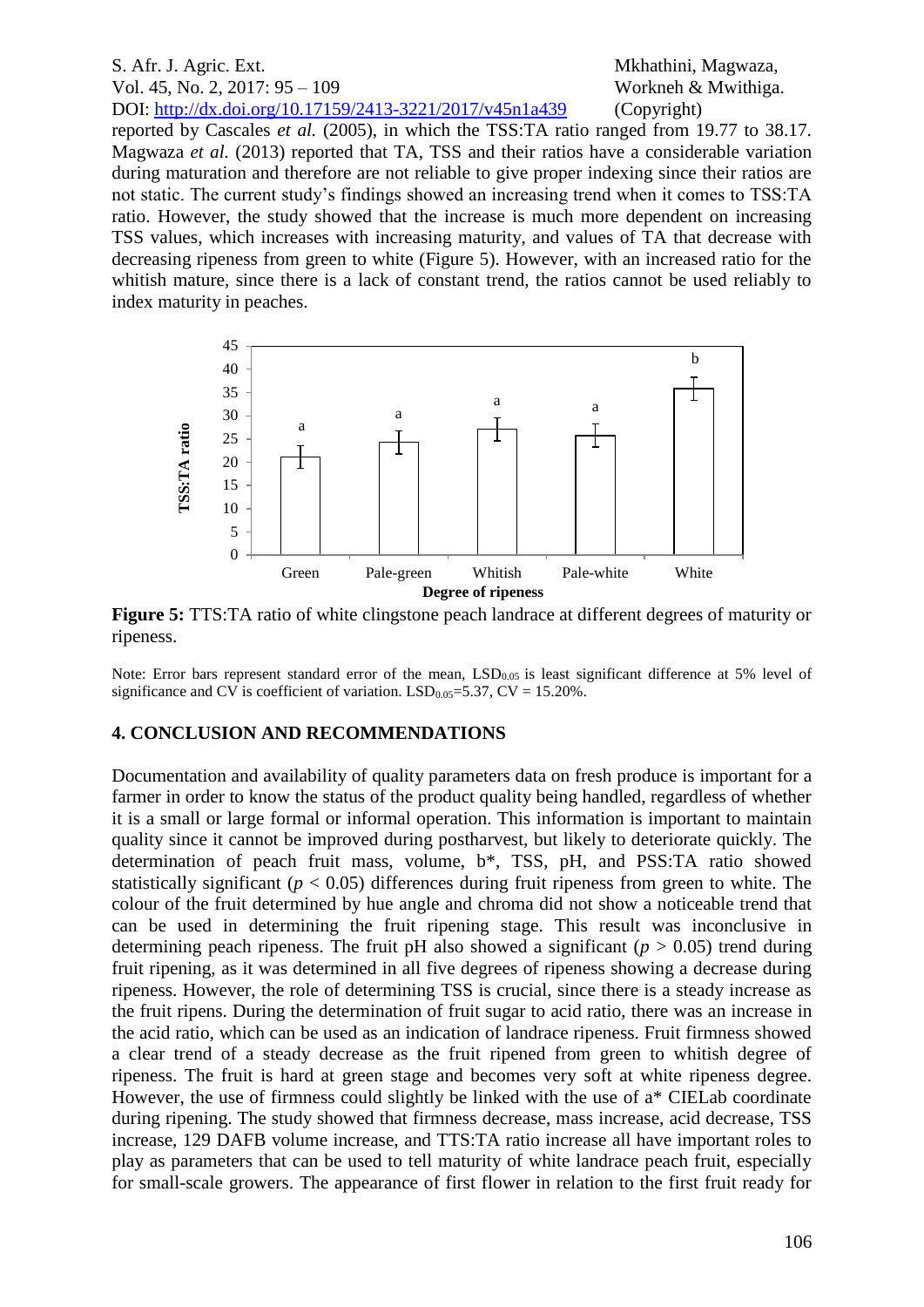reported by Cascales *et al.* (2005), in which the TSS:TA ratio ranged from 19.77 to 38.17. Magwaza *et al.* (2013) reported that TA, TSS and their ratios have a considerable variation during maturation and therefore are not reliable to give proper indexing since their ratios are not static. The current study's findings showed an increasing trend when it comes to TSS:TA ratio. However, the study showed that the increase is much more dependent on increasing TSS values, which increases with increasing maturity, and values of TA that decrease with decreasing ripeness from green to white (Figure 5). However, with an increased ratio for the whitish mature, since there is a lack of constant trend, the ratios cannot be used reliably to index maturity in peaches.

**Figure 5:** TTS:TA ratio of white clingstone peach landrace at different degrees of maturity or ripeness.

Note: Error bars represent standard error of the mean, $LSD_{0.05}$ is least significant difference at 5% level of significance and CV is coefficient of variation. $LSD_{0.05}$=5.37, CV = 15.20%.

## 4. CONCLUSION AND RECOMMENDATIONS

Documentation and availability of quality parameters data on fresh produce is important for a farmer in order to know the status of the product quality being handled, regardless of whether it is a small or large formal or informal operation. This information is important to maintain quality since it cannot be improved during postharvest, but likely to deteriorate quickly. The determination of peach fruit mass, volume, b*, TSS, pH, and PSS:TA ratio showed statistically significant ($p < 0.05$) differences during fruit ripeness from green to white. The colour of the fruit determined by hue angle and chroma did not show a noticeable trend that can be used in determining the fruit ripening stage. This result was inconclusive in determining peach ripeness. The fruit pH also showed a significant ($p > 0.05$) trend during fruit ripening, as it was determined in all five degrees of ripeness showing a decrease during ripeness. However, the role of determining TSS is crucial, since there is a steady increase as the fruit ripens. During the determination of fruit sugar to acid ratio, there was an increase in the acid ratio, which can be used as an indication of landrace ripeness. Fruit firmness showed a clear trend of a steady decrease as the fruit ripened from green to whitish degree of ripeness. The fruit is hard at green stage and becomes very soft at white ripeness degree. However, the use of firmness could slightly be linked with the use of a* CIELab coordinate during ripening. The study showed that firmness decrease, mass increase, acid decrease, TSS increase, 129 DAFB volume increase, and TTS:TA ratio increase all have important roles to play as parameters that can be used to tell maturity of white landrace peach fruit, especially for small-scale growers. The appearance of first flower in relation to the first fruit ready for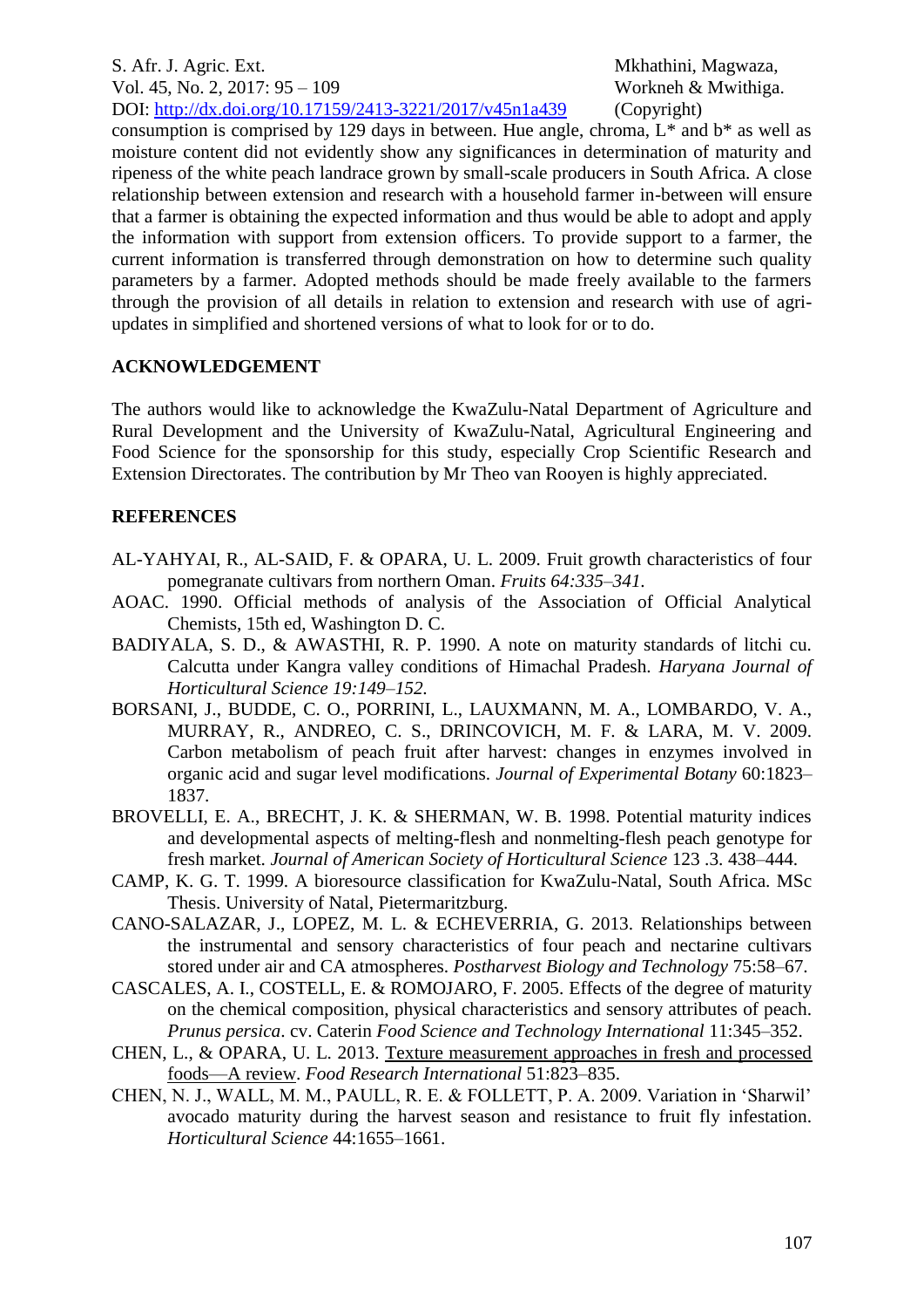consumption is comprised by 129 days in between. Hue angle, chroma, L* and b* as well as moisture content did not evidently show any significances in determination of maturity and ripeness of the white peach landrace grown by small-scale producers in South Africa. A close relationship between extension and research with a household farmer in-between will ensure that a farmer is obtaining the expected information and thus would be able to adopt and apply the information with support from extension officers. To provide support to a farmer, the current information is transferred through demonstration on how to determine such quality parameters by a farmer. Adopted methods should be made freely available to the farmers through the provision of all details in relation to extension and research with use of agri-updates in simplified and shortened versions of what to look for or to do.

## ACKNOWLEDGEMENT

The authors would like to acknowledge the KwaZulu-Natal Department of Agriculture and Rural Development and the University of KwaZulu-Natal, Agricultural Engineering and Food Science for the sponsorship for this study, especially Crop Scientific Research and Extension Directorates. The contribution by Mr Theo van Rooyen is highly appreciated.

## REFERENCES

AL-YAHYAI, R., AL-SAID, F. & OPARA, U. L. 2009. Fruit growth characteristics of four pomegranate cultivars from northern Oman. *Fruits 64:335–341.*

AOAC. 1990. Official methods of analysis of the Association of Official Analytical Chemists, 15th ed, Washington D. C.

BADIYALA, S. D., & AWASTHI, R. P. 1990. A note on maturity standards of litchi cu. Calcutta under Kangra valley conditions of Himachal Pradesh. *Haryana Journal of Horticultural Science 19:149–152.*

BORSANI, J., BUDDE, C. O., PORRINI, L., LAUXMANN, M. A., LOMBARDO, V. A., MURRAY, R., ANDREO, C. S., DRINCOVICH, M. F. & LARA, M. V. 2009. Carbon metabolism of peach fruit after harvest: changes in enzymes involved in organic acid and sugar level modifications. *Journal of Experimental Botany* 60:1823–1837.

BROVELLI, E. A., BRECHT, J. K. & SHERMAN, W. B. 1998. Potential maturity indices and developmental aspects of melting-flesh and nonmelting-flesh peach genotype for fresh market. *Journal of American Society of Horticultural Science* 123 .3. 438–444.

CAMP, K. G. T. 1999. A bioresource classification for KwaZulu-Natal, South Africa. MSc Thesis. University of Natal, Pietermaritzburg.

CANO-SALAZAR, J., LOPEZ, M. L. & ECHEVERRIA, G. 2013. Relationships between the instrumental and sensory characteristics of four peach and nectarine cultivars stored under air and CA atmospheres. *Postharvest Biology and Technology* 75:58–67.

CASCALES, A. I., COSTELL, E. & ROMOJARO, F. 2005. Effects of the degree of maturity on the chemical composition, physical characteristics and sensory attributes of peach. *Prunus persica*. cv. Caterin *Food Science and Technology International* 11:345–352.

CHEN, L., & OPARA, U. L. 2013. Texture measurement approaches in fresh and processed foods—A review. *Food Research International* 51:823–835.

CHEN, N. J., WALL, M. M., PAULL, R. E. & FOLLETT, P. A. 2009. Variation in 'Sharwil' avocado maturity during the harvest season and resistance to fruit fly infestation. *Horticultural Science* 44:1655–1661.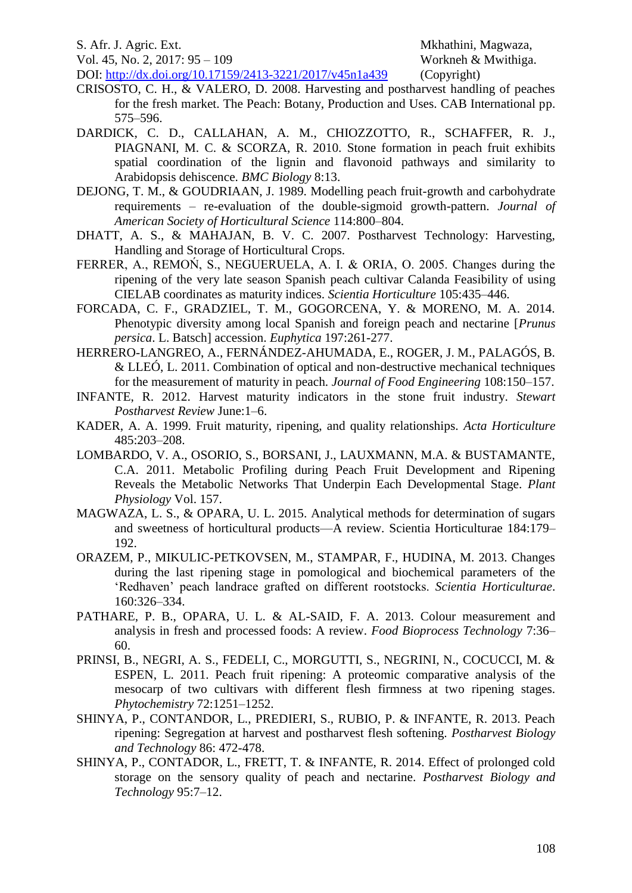CRISOSTO, C. H., & VALERO, D. 2008. Harvesting and postharvest handling of peaches for the fresh market. The Peach: Botany, Production and Uses. CAB International pp. 575–596.

DARDICK, C. D., CALLAHAN, A. M., CHIOZZOTTO, R., SCHAFFER, R. J., PIAGNANI, M. C. & SCORZA, R. 2010. Stone formation in peach fruit exhibits spatial coordination of the lignin and flavonoid pathways and similarity to Arabidopsis dehiscence. *BMC Biology* 8:13.

DEJONG, T. M., & GOUDRIAAN, J. 1989. Modelling peach fruit-growth and carbohydrate requirements – re-evaluation of the double-sigmoid growth-pattern. *Journal of American Society of Horticultural Science* 114:800–804.

DHATT, A. S., & MAHAJAN, B. V. C. 2007. Postharvest Technology: Harvesting, Handling and Storage of Horticultural Crops.

FERRER, A., REMOŃ, S., NEGUERUELA, A. I. & ORIA, O. 2005. Changes during the ripening of the very late season Spanish peach cultivar Calanda Feasibility of using CIELAB coordinates as maturity indices. *Scientia Horticulture* 105:435–446.

FORCADA, C. F., GRADZIEL, T. M., GOGORCENA, Y. & MORENO, M. A. 2014. Phenotypic diversity among local Spanish and foreign peach and nectarine [*Prunus persica*. L. Batsch] accession. *Euphytica* 197:261-277.

HERRERO-LANGREO, A., FERNÁNDEZ-AHUMADA, E., ROGER, J. M., PALAGÓS, B. & LLEÓ, L. 2011. Combination of optical and non-destructive mechanical techniques for the measurement of maturity in peach. *Journal of Food Engineering* 108:150–157.

INFANTE, R. 2012. Harvest maturity indicators in the stone fruit industry. *Stewart Postharvest Review* June:1–6.

KADER, A. A. 1999. Fruit maturity, ripening, and quality relationships. *Acta Horticulture* 485:203–208.

LOMBARDO, V. A., OSORIO, S., BORSANI, J., LAUXMANN, M.A. & BUSTAMANTE, C.A. 2011. Metabolic Profiling during Peach Fruit Development and Ripening Reveals the Metabolic Networks That Underpin Each Developmental Stage. *Plant Physiology* Vol. 157.

MAGWAZA, L. S., & OPARA, U. L. 2015. Analytical methods for determination of sugars and sweetness of horticultural products—A review. Scientia Horticulturae 184:179–192.

ORAZEM, P., MIKULIC-PETKOVSEN, M., STAMPAR, F., HUDINA, M. 2013. Changes during the last ripening stage in pomological and biochemical parameters of the 'Redhaven' peach landrace grafted on different rootstocks. *Scientia Horticulturae*. 160:326–334.

PATHARE, P. B., OPARA, U. L. & AL-SAID, F. A. 2013. Colour measurement and analysis in fresh and processed foods: A review. *Food Bioprocess Technology* 7:36–60.

PRINSI, B., NEGRI, A. S., FEDELI, C., MORGUTTI, S., NEGRINI, N., COCUCCI, M. & ESPEN, L. 2011. Peach fruit ripening: A proteomic comparative analysis of the mesocarp of two cultivars with different flesh firmness at two ripening stages. *Phytochemistry* 72:1251–1252.

SHINYA, P., CONTANDOR, L., PREDIERI, S., RUBIO, P. & INFANTE, R. 2013. Peach ripening: Segregation at harvest and postharvest flesh softening. *Postharvest Biology and Technology* 86: 472-478.

SHINYA, P., CONTADOR, L., FRETT, T. & INFANTE, R. 2014. Effect of prolonged cold storage on the sensory quality of peach and nectarine. *Postharvest Biology and Technology* 95:7–12.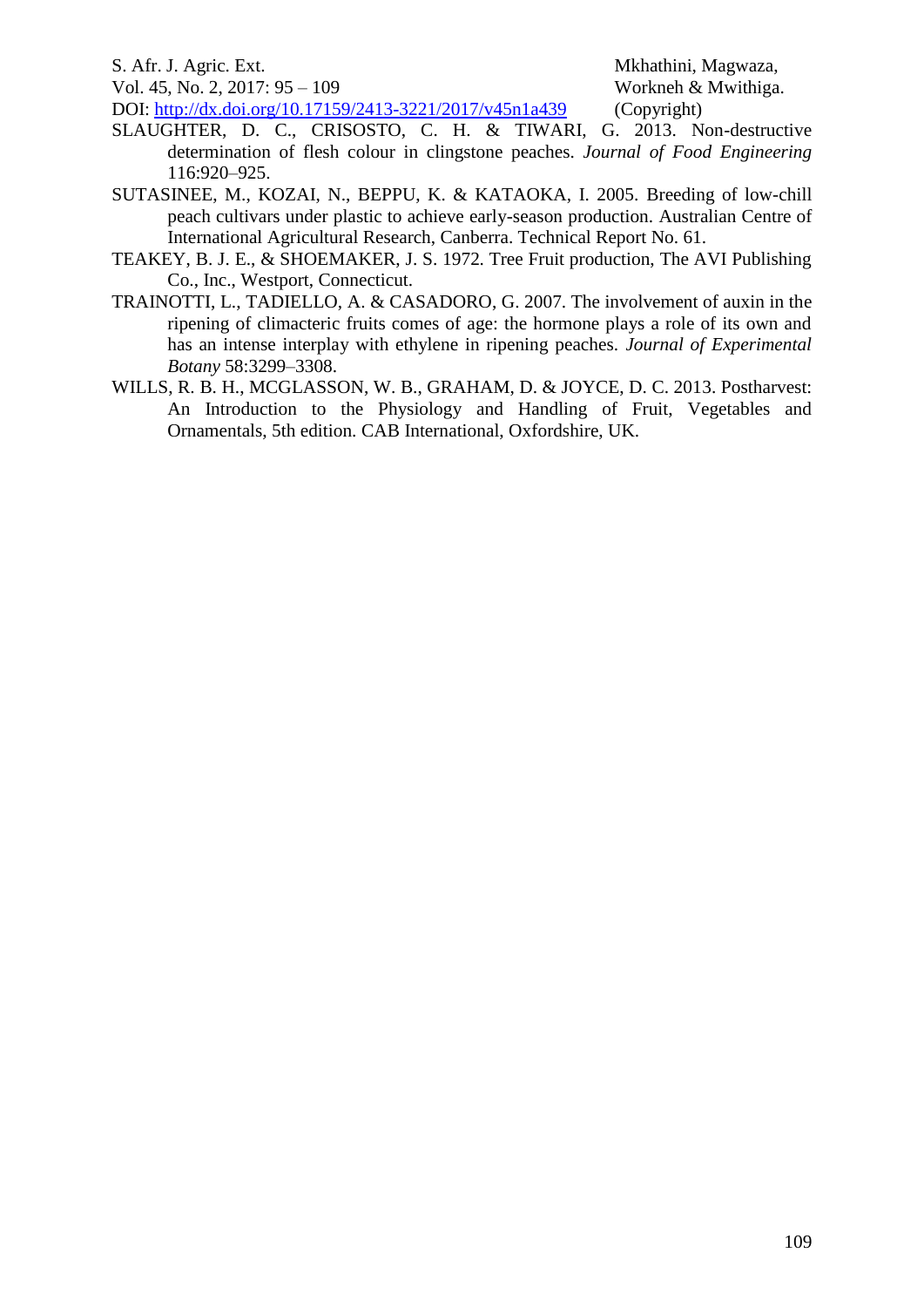SLAUGHTER, D. C., CRISOSTO, C. H. & TIWARI, G. 2013. Non-destructive determination of flesh colour in clingstone peaches. *Journal of Food Engineering* 116:920–925.

SUTASINEE, M., KOZAI, N., BEPPU, K. & KATAOKA, I. 2005. Breeding of low-chill peach cultivars under plastic to achieve early-season production. Australian Centre of International Agricultural Research, Canberra. Technical Report No. 61.

TEAKEY, B. J. E., & SHOEMAKER, J. S. 1972. Tree Fruit production, The AVI Publishing Co., Inc., Westport, Connecticut.

TRAINOTTI, L., TADIELLO, A. & CASADORO, G. 2007. The involvement of auxin in the ripening of climacteric fruits comes of age: the hormone plays a role of its own and has an intense interplay with ethylene in ripening peaches. *Journal of Experimental Botany* 58:3299–3308.

WILLS, R. B. H., MCGLASSON, W. B., GRAHAM, D. & JOYCE, D. C. 2013. Postharvest: An Introduction to the Physiology and Handling of Fruit, Vegetables and Ornamentals, 5th edition. CAB International, Oxfordshire, UK.